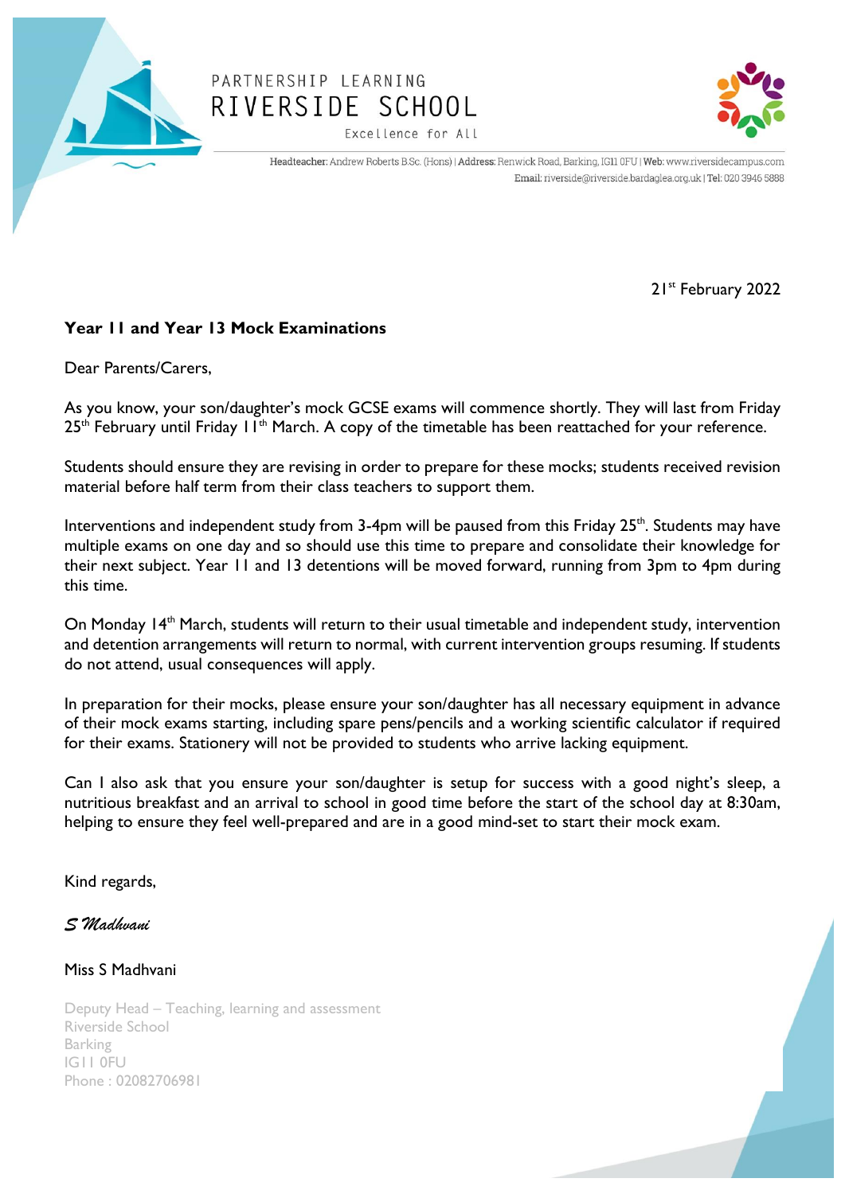PARTNERSHIP LEARNING
RIVERSIDE SCHOOL
Excellence for All

Headteacher: Andrew Roberts B.Sc. (Hons) | Address: Renwick Road, Barking, IG11 0FU | Web: www.riversidecampus.com
Email: riverside@riverside.bardaglea.org.uk | Tel: 020 3946 5888

21st February 2022

**Year 11 and Year 13 Mock Examinations**

Dear Parents/Carers,

As you know, your son/daughter's mock GCSE exams will commence shortly. They will last from Friday 25th February until Friday 11th March. A copy of the timetable has been reattached for your reference.

Students should ensure they are revising in order to prepare for these mocks; students received revision material before half term from their class teachers to support them.

Interventions and independent study from 3-4pm will be paused from this Friday 25th. Students may have multiple exams on one day and so should use this time to prepare and consolidate their knowledge for their next subject. Year 11 and 13 detentions will be moved forward, running from 3pm to 4pm during this time.

On Monday 14th March, students will return to their usual timetable and independent study, intervention and detention arrangements will return to normal, with current intervention groups resuming. If students do not attend, usual consequences will apply.

In preparation for their mocks, please ensure your son/daughter has all necessary equipment in advance of their mock exams starting, including spare pens/pencils and a working scientific calculator if required for their exams. Stationery will not be provided to students who arrive lacking equipment.

Can I also ask that you ensure your son/daughter is setup for success with a good night's sleep, a nutritious breakfast and an arrival to school in good time before the start of the school day at 8:30am, helping to ensure they feel well-prepared and are in a good mind-set to start their mock exam.

Kind regards,

*S Madhvani*

Miss S Madhvani

Deputy Head – Teaching, learning and assessment
Riverside School
Barking
IG11 0FU
Phone : 02082706981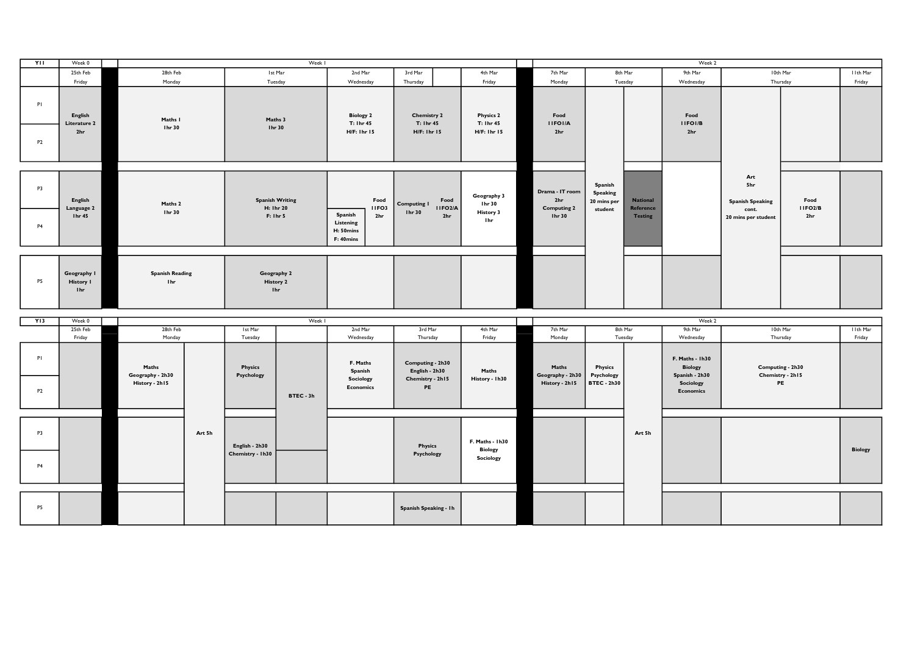**Y11**

| Y11 | Week 0 | Week 1 | | | | | Week 2 | | | | |
|---|---|---|---|---|---|---|---|---|---|---|---|
| | 25th Feb Friday | 28th Feb Monday | 1st Mar Tuesday | 2nd Mar Wednesday | 3rd Mar Thursday | 4th Mar Friday | 7th Mar Monday | 8th Mar Tuesday | 9th Mar Wednesday | 10th Mar Thursday | 11th Mar Friday |
| P1–P2 | English Literature 2 2hr | Maths 1 1hr 30 | Maths 3 1hr 30 | Biology 2 T: 1hr 45 H/F: 1hr 15 | Chemistry 2 T: 1hr 45 H/F: 1hr 15 | Physics 2 T: 1hr 45 H/F: 1hr 15 | Food 11FO1/A 2hr | Spanish Speaking 20 mins per student | Food 11FO1/B 2hr | Art 5hr Spanish Speaking cont. 20 mins per student | |
| P3–P4 | English Language 2 1hr 45 | Maths 2 1hr 30 | Spanish Writing H: 1hr 20 F: 1hr 5 | Spanish Listening H: 50mins F: 40mins; Food 11FO3 2hr | Computing 1 1hr 30; Food 11FO2/A 2hr | Geography 3 1hr 30 History 3 1hr | Drama - IT room 2hr Computing 2 1hr 30 | Spanish Speaking (cont.); National Reference Testing | | Art (cont.); Food 11FO2/B 2hr | |
| P5 | Geography 1 History 1 1hr | Spanish Reading 1hr | Geography 2 History 2 1hr | | | | | Spanish Speaking (cont.) | | Art (cont.) | |

**Y13**

| Y13 | Week 0 | Week 1 | | | | | Week 2 | | | | |
|---|---|---|---|---|---|---|---|---|---|---|---|
| | 25th Feb Friday | 28th Feb Monday | 1st Mar Tuesday | 2nd Mar Wednesday | 3rd Mar Thursday | 4th Mar Friday | 7th Mar Monday | 8th Mar Tuesday | 9th Mar Wednesday | 10th Mar Thursday | 11th Mar Friday |
| P1–P2 | | Maths Geography - 2h30 History - 2h15; Art 5h | Physics Psychology; BTEC - 3h | F. Maths Spanish Sociology Economics | Computing - 2h30 English - 2h30 Chemistry - 2h15 PE | Maths History - 1h30 | Maths Geography - 2h30 History - 2h15 | Physics Psychology BTEC - 2h30; Art 5h | F. Maths - 1h30 Biology Spanish - 2h30 Sociology Economics | Computing - 2h30 Chemistry - 2h15 PE | |
| P3–P4 | | Art 5h (cont.) | English - 2h30 Chemistry - 1h30; BTEC (cont.) | | Physics Psychology | F. Maths - 1h30 Biology Sociology | | Art 5h (cont.) | | | Biology |
| P5 | | Art 5h (cont.) | | | Spanish Speaking - 1h | | | Art 5h (cont.) | | | |